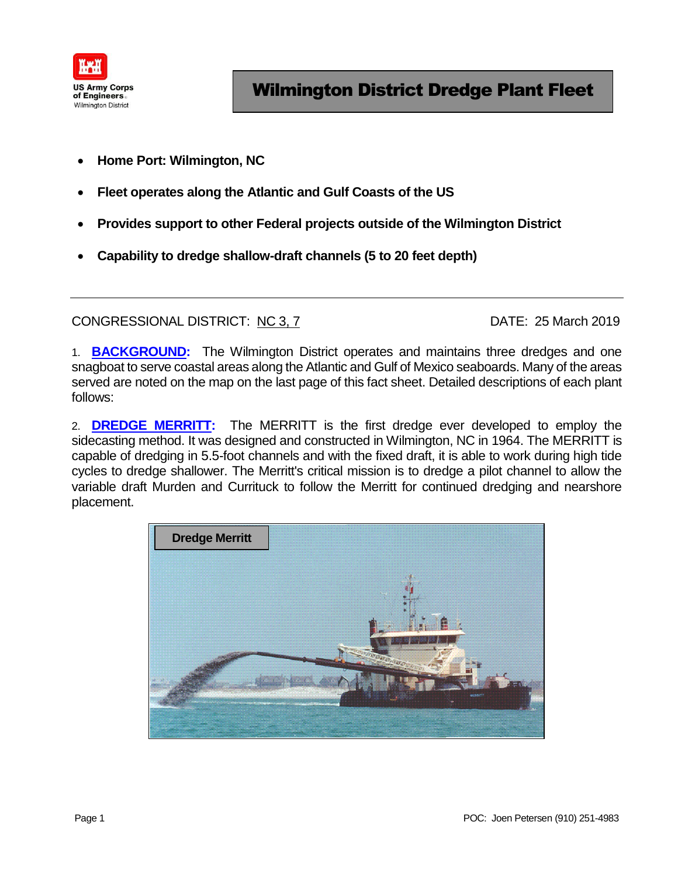US Army Corps of Engineers
Wilmington District

# Wilmington District Dredge Plant Fleet

- **Home Port: Wilmington, NC**
- **Fleet operates along the Atlantic and Gulf Coasts of the US**
- **Provides support to other Federal projects outside of the Wilmington District**
- **Capability to dredge shallow-draft channels (5 to 20 feet depth)**

---

CONGRESSIONAL DISTRICT: NC 3, 7

DATE: 25 March 2019

1. **BACKGROUND:** The Wilmington District operates and maintains three dredges and one snagboat to serve coastal areas along the Atlantic and Gulf of Mexico seaboards. Many of the areas served are noted on the map on the last page of this fact sheet. Detailed descriptions of each plant follows:

2. **DREDGE MERRITT:** The MERRITT is the first dredge ever developed to employ the sidecasting method. It was designed and constructed in Wilmington, NC in 1964. The MERRITT is capable of dredging in 5.5-foot channels and with the fixed draft, it is able to work during high tide cycles to dredge shallower. The Merritt's critical mission is to dredge a pilot channel to allow the variable draft Murden and Currituck to follow the Merritt for continued dredging and nearshore placement.

**Dredge Merritt**

POC: Joen Petersen (910) 251-4983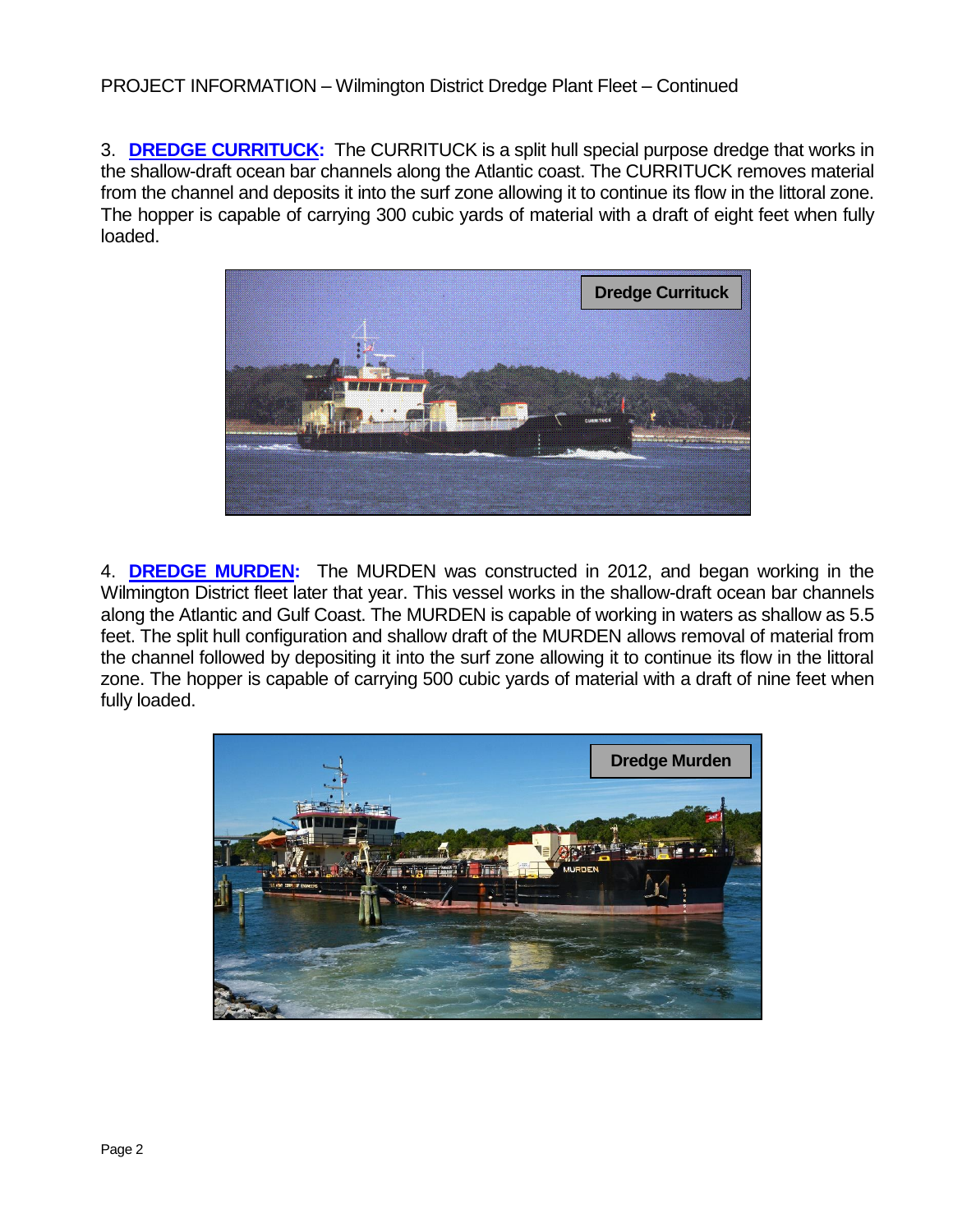PROJECT INFORMATION – Wilmington District Dredge Plant Fleet – Continued

3. **DREDGE CURRITUCK:** The CURRITUCK is a split hull special purpose dredge that works in the shallow-draft ocean bar channels along the Atlantic coast. The CURRITUCK removes material from the channel and deposits it into the surf zone allowing it to continue its flow in the littoral zone. The hopper is capable of carrying 300 cubic yards of material with a draft of eight feet when fully loaded.

Dredge Currituck

4. **DREDGE MURDEN:** The MURDEN was constructed in 2012, and began working in the Wilmington District fleet later that year. This vessel works in the shallow-draft ocean bar channels along the Atlantic and Gulf Coast. The MURDEN is capable of working in waters as shallow as 5.5 feet. The split hull configuration and shallow draft of the MURDEN allows removal of material from the channel followed by depositing it into the surf zone allowing it to continue its flow in the littoral zone. The hopper is capable of carrying 500 cubic yards of material with a draft of nine feet when fully loaded.

Dredge Murden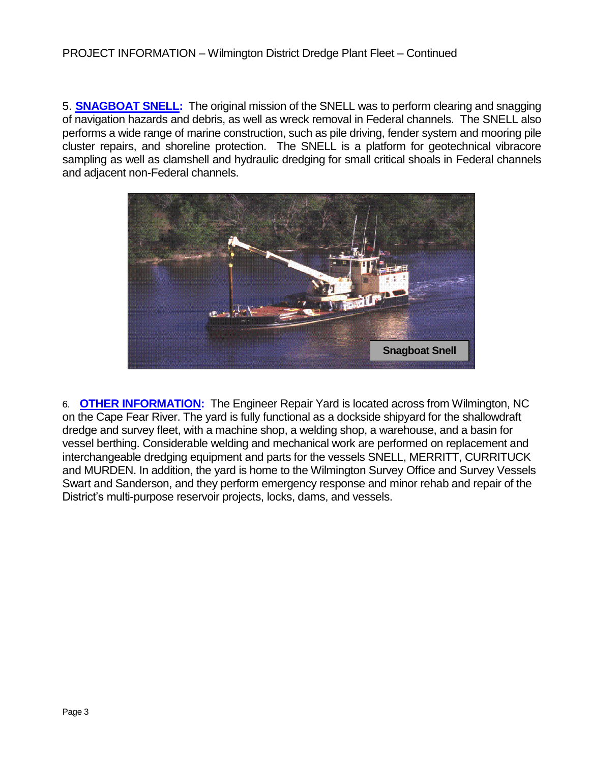5. **SNAGBOAT SNELL:** The original mission of the SNELL was to perform clearing and snagging of navigation hazards and debris, as well as wreck removal in Federal channels. The SNELL also performs a wide range of marine construction, such as pile driving, fender system and mooring pile cluster repairs, and shoreline protection. The SNELL is a platform for geotechnical vibracore sampling as well as clamshell and hydraulic dredging for small critical shoals in Federal channels and adjacent non-Federal channels.

Snagboat Snell

6. **OTHER INFORMATION:** The Engineer Repair Yard is located across from Wilmington, NC on the Cape Fear River. The yard is fully functional as a dockside shipyard for the shallowdraft dredge and survey fleet, with a machine shop, a welding shop, a warehouse, and a basin for vessel berthing. Considerable welding and mechanical work are performed on replacement and interchangeable dredging equipment and parts for the vessels SNELL, MERRITT, CURRITUCK and MURDEN. In addition, the yard is home to the Wilmington Survey Office and Survey Vessels Swart and Sanderson, and they perform emergency response and minor rehab and repair of the District's multi-purpose reservoir projects, locks, dams, and vessels.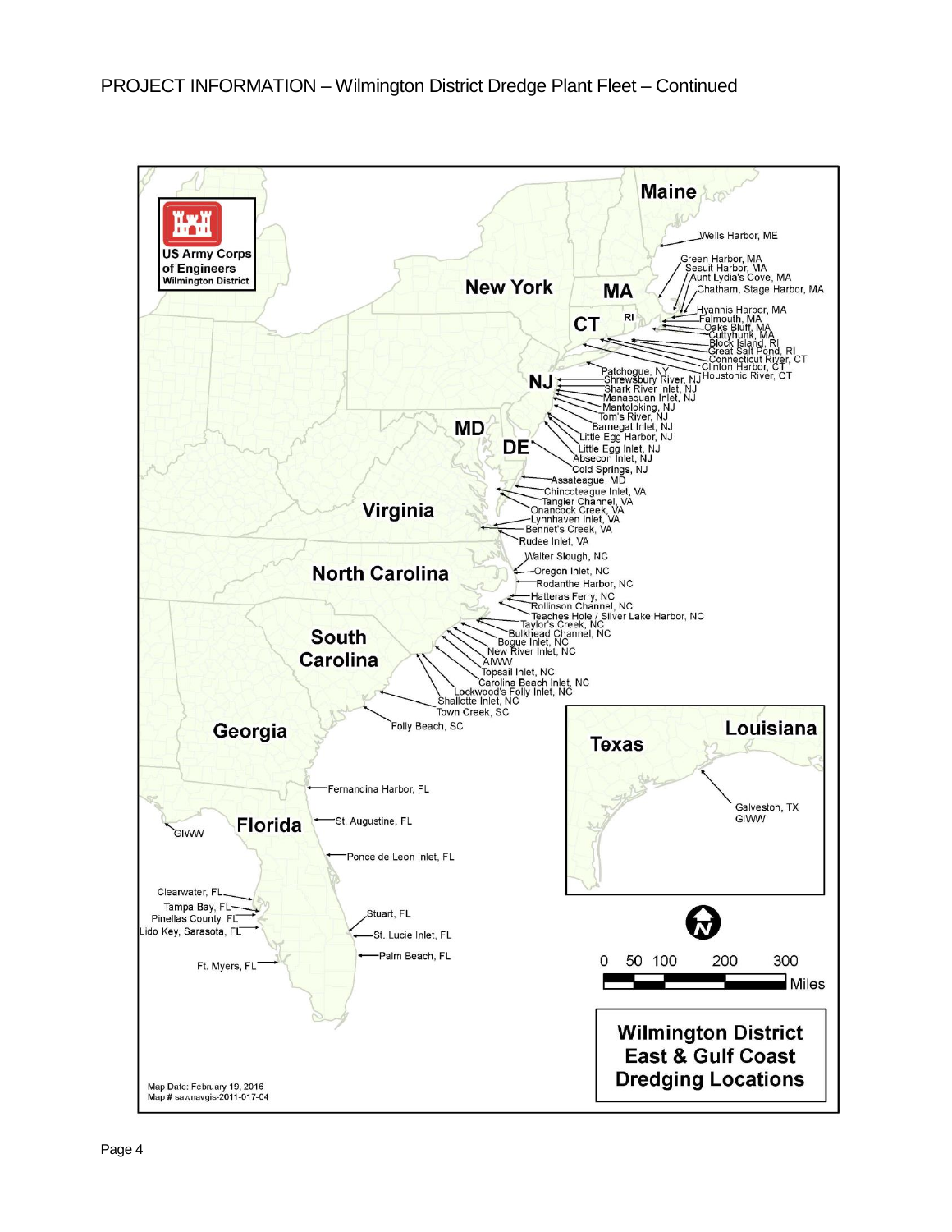PROJECT INFORMATION – Wilmington District Dredge Plant Fleet – Continued

US Army Corps of Engineers
Wilmington District

Maine
New York
MA
CT
RI
NJ
MD
DE
Virginia
North Carolina
South Carolina
Georgia
Florida
Texas
Louisiana

Wells Harbor, ME
Green Harbor, MA
Sesuit Harbor, MA
Aunt Lydia's Cove, MA
Chatham, Stage Harbor, MA
Hyannis Harbor, MA
Falmouth, MA
Oaks Bluff, MA
Cuttyhunk, MA
Block Island, RI
Great Salt Pond, RI
Connecticut River, CT
Clinton Harbor, CT
Houstonic River, CT
Patchogue, NY
Shrewsbury River, NJ
Shark River Inlet, NJ
Manasquan Inlet, NJ
Mantoloking, NJ
Tom's River, NJ
Barnegat Inlet, NJ
Little Egg Harbor, NJ
Little Egg Inlet, NJ
Absecon Inlet, NJ
Cold Springs, NJ
Assateague, MD
Chincoteague Inlet, VA
Tangier Channel, VA
Onancock Creek, VA
Lynnhaven Inlet, VA
Bennet's Creek, VA
Rudee Inlet, VA
Walter Slough, NC
Oregon Inlet, NC
Rodanthe Harbor, NC
Hatteras Ferry, NC
Rollinson Channel, NC
Teaches Hole / Silver Lake Harbor, NC
Taylor's Creek, NC
Bulkhead Channel, NC
Bogue Inlet, NC
New River Inlet, NC
AIWW
Topsail Inlet, NC
Carolina Beach Inlet, NC
Lockwood's Folly Inlet, NC
Shallotte Inlet, NC
Town Creek, SC
Folly Beach, SC
Fernandina Harbor, FL
St. Augustine, FL
GIWW
Ponce de Leon Inlet, FL
Clearwater, FL
Tampa Bay, FL
Pinellas County, FL
Lido Key, Sarasota, FL
Stuart, FL
St. Lucie Inlet, FL
Palm Beach, FL
Ft. Myers, FL
Galveston, TX
GIWW

0 50 100 200 300
Miles

Wilmington District
East & Gulf Coast
Dredging Locations

Map Date: February 19, 2016
Map # sawnavgis-2011-017-04